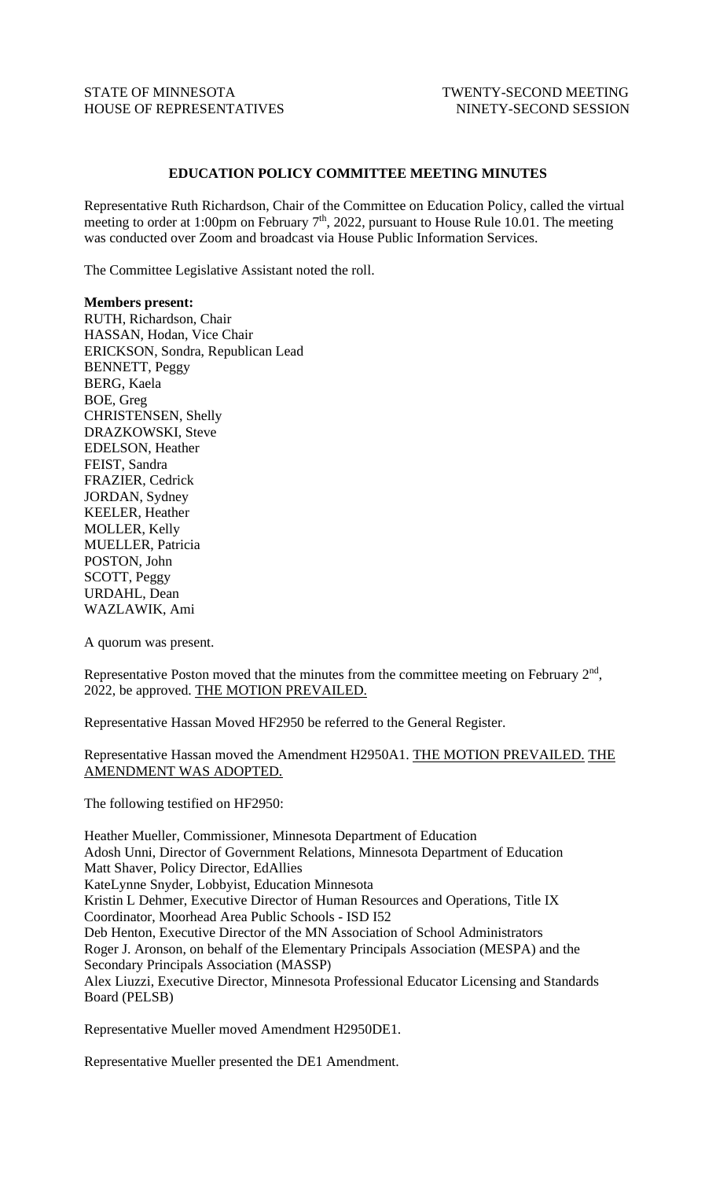STATE OF MINNESOTA HOUSE OF REPRESENTATIVES

TWENTY-SECOND MEETING NINETY-SECOND SESSION

## EDUCATION POLICY COMMITTEE MEETING MINUTES

Representative Ruth Richardson, Chair of the Committee on Education Policy, called the virtual meeting to order at 1:00pm on February 7th, 2022, pursuant to House Rule 10.01. The meeting was conducted over Zoom and broadcast via House Public Information Services.

The Committee Legislative Assistant noted the roll.

**Members present:**

RUTH, Richardson, Chair
HASSAN, Hodan, Vice Chair
ERICKSON, Sondra, Republican Lead
BENNETT, Peggy
BERG, Kaela
BOE, Greg
CHRISTENSEN, Shelly
DRAZKOWSKI, Steve
EDELSON, Heather
FEIST, Sandra
FRAZIER, Cedrick
JORDAN, Sydney
KEELER, Heather
MOLLER, Kelly
MUELLER, Patricia
POSTON, John
SCOTT, Peggy
URDAHL, Dean
WAZLAWIK, Ami

A quorum was present.

Representative Poston moved that the minutes from the committee meeting on February 2nd, 2022, be approved. THE MOTION PREVAILED.

Representative Hassan Moved HF2950 be referred to the General Register.

Representative Hassan moved the Amendment H2950A1. THE MOTION PREVAILED. THE AMENDMENT WAS ADOPTED.

The following testified on HF2950:

Heather Mueller, Commissioner, Minnesota Department of Education
Adosh Unni, Director of Government Relations, Minnesota Department of Education
Matt Shaver, Policy Director, EdAllies
KateLynne Snyder, Lobbyist, Education Minnesota
Kristin L Dehmer, Executive Director of Human Resources and Operations, Title IX Coordinator, Moorhead Area Public Schools - ISD I52
Deb Henton, Executive Director of the MN Association of School Administrators
Roger J. Aronson, on behalf of the Elementary Principals Association (MESPA) and the Secondary Principals Association (MASSP)
Alex Liuzzi, Executive Director, Minnesota Professional Educator Licensing and Standards Board (PELSB)

Representative Mueller moved Amendment H2950DE1.

Representative Mueller presented the DE1 Amendment.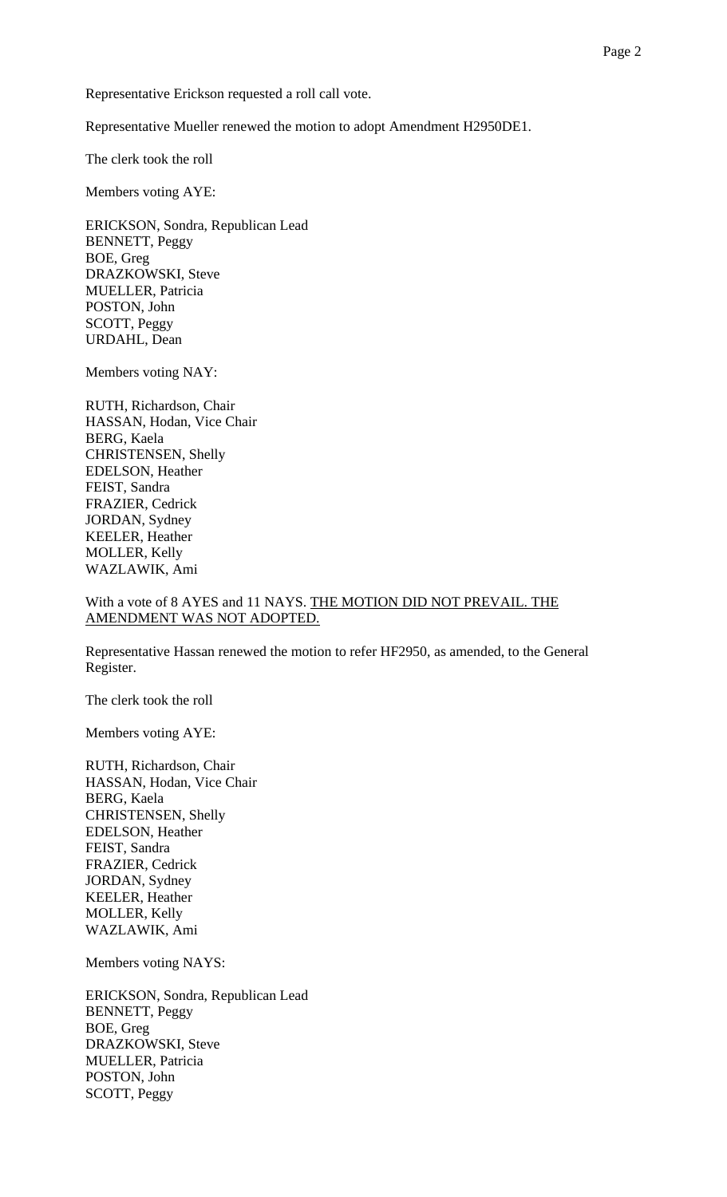Representative Erickson requested a roll call vote.

Representative Mueller renewed the motion to adopt Amendment H2950DE1.

The clerk took the roll

Members voting AYE:

ERICKSON, Sondra, Republican Lead
BENNETT, Peggy
BOE, Greg
DRAZKOWSKI, Steve
MUELLER, Patricia
POSTON, John
SCOTT, Peggy
URDAHL, Dean

Members voting NAY:

RUTH, Richardson, Chair
HASSAN, Hodan, Vice Chair
BERG, Kaela
CHRISTENSEN, Shelly
EDELSON, Heather
FEIST, Sandra
FRAZIER, Cedrick
JORDAN, Sydney
KEELER, Heather
MOLLER, Kelly
WAZLAWIK, Ami

With a vote of 8 AYES and 11 NAYS. <u>THE MOTION DID NOT PREVAIL. THE AMENDMENT WAS NOT ADOPTED.</u>

Representative Hassan renewed the motion to refer HF2950, as amended, to the General Register.

The clerk took the roll

Members voting AYE:

RUTH, Richardson, Chair
HASSAN, Hodan, Vice Chair
BERG, Kaela
CHRISTENSEN, Shelly
EDELSON, Heather
FEIST, Sandra
FRAZIER, Cedrick
JORDAN, Sydney
KEELER, Heather
MOLLER, Kelly
WAZLAWIK, Ami

Members voting NAYS:

ERICKSON, Sondra, Republican Lead
BENNETT, Peggy
BOE, Greg
DRAZKOWSKI, Steve
MUELLER, Patricia
POSTON, John
SCOTT, Peggy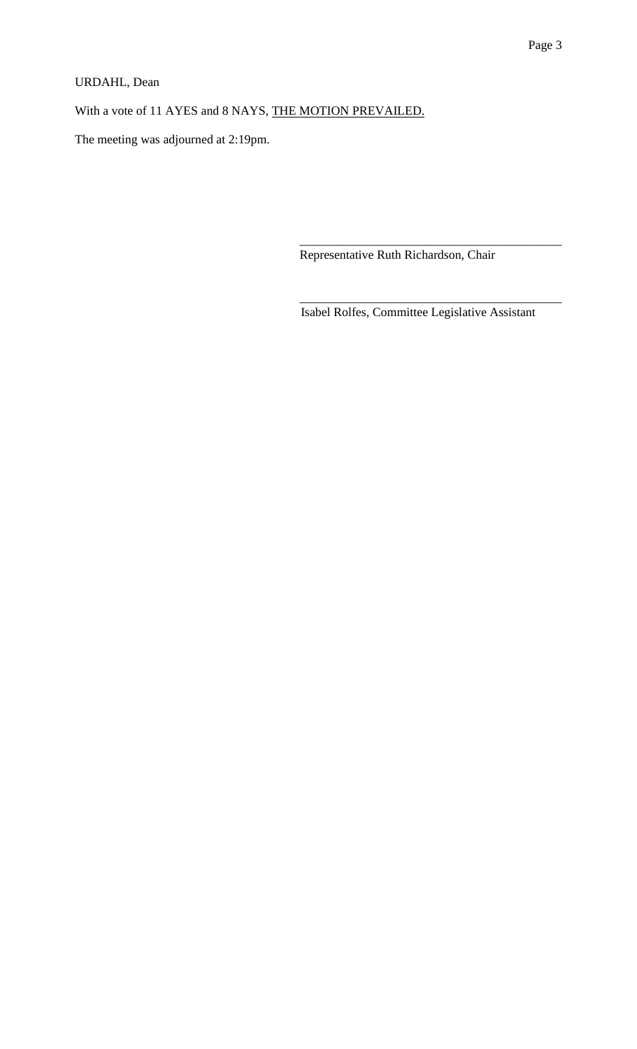URDAHL, Dean

With a vote of 11 AYES and 8 NAYS, THE MOTION PREVAILED.

The meeting was adjourned at 2:19pm.

\_\_\_\_\_\_\_\_\_\_\_\_\_\_\_\_\_\_\_\_\_\_\_\_\_\_\_\_\_\_\_\_\_\_\_\_\_\_\_\_\_\_\_

Representative Ruth Richardson, Chair

\_\_\_\_\_\_\_\_\_\_\_\_\_\_\_\_\_\_\_\_\_\_\_\_\_\_\_\_\_\_\_\_\_\_\_\_\_\_\_\_\_\_\_

Isabel Rolfes, Committee Legislative Assistant